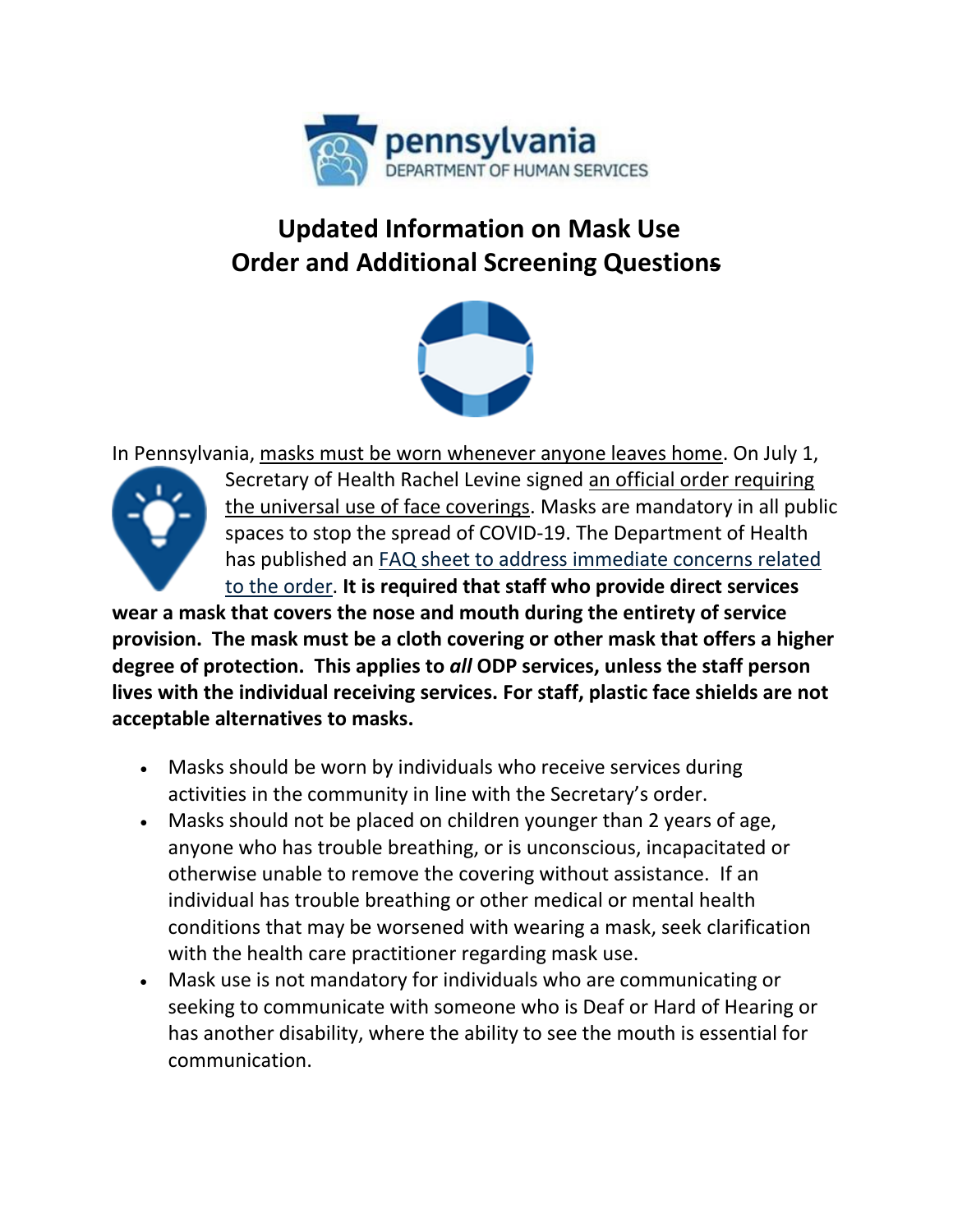# Updated Information on Mask Use Order and Additional Screening Questions

In Pennsylvania, masks must be worn whenever anyone leaves home. On July 1, Secretary of Health Rachel Levine signed an official order requiring the universal use of face coverings. Masks are mandatory in all public spaces to stop the spread of COVID-19. The Department of Health has published an FAQ sheet to address immediate concerns related to the order. **It is required that staff who provide direct services wear a mask that covers the nose and mouth during the entirety of service provision. The mask must be a cloth covering or other mask that offers a higher degree of protection. This applies to *all* ODP services, unless the staff person lives with the individual receiving services. For staff, plastic face shields are not acceptable alternatives to masks.**

- Masks should be worn by individuals who receive services during activities in the community in line with the Secretary's order.
- Masks should not be placed on children younger than 2 years of age, anyone who has trouble breathing, or is unconscious, incapacitated or otherwise unable to remove the covering without assistance. If an individual has trouble breathing or other medical or mental health conditions that may be worsened with wearing a mask, seek clarification with the health care practitioner regarding mask use.
- Mask use is not mandatory for individuals who are communicating or seeking to communicate with someone who is Deaf or Hard of Hearing or has another disability, where the ability to see the mouth is essential for communication.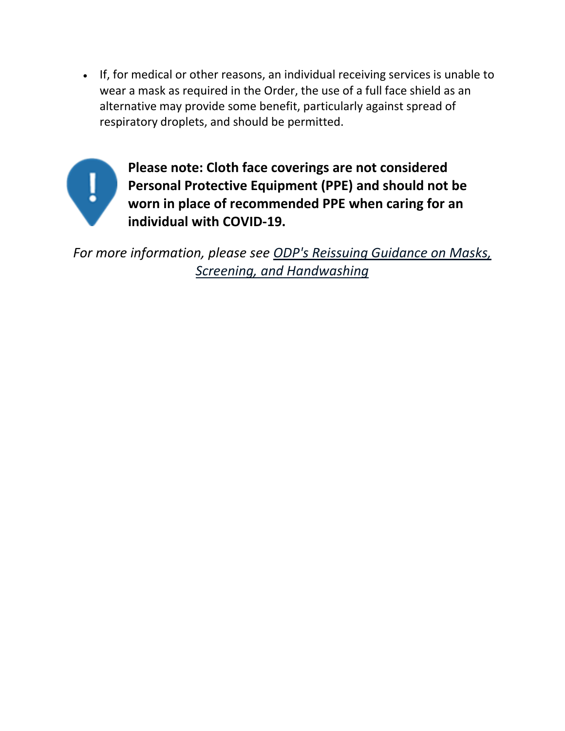- If, for medical or other reasons, an individual receiving services is unable to wear a mask as required in the Order, the use of a full face shield as an alternative may provide some benefit, particularly against spread of respiratory droplets, and should be permitted.

**Please note: Cloth face coverings are not considered Personal Protective Equipment (PPE) and should not be worn in place of recommended PPE when caring for an individual with COVID-19.**

*For more information, please see ODP's Reissuing Guidance on Masks, Screening, and Handwashing*